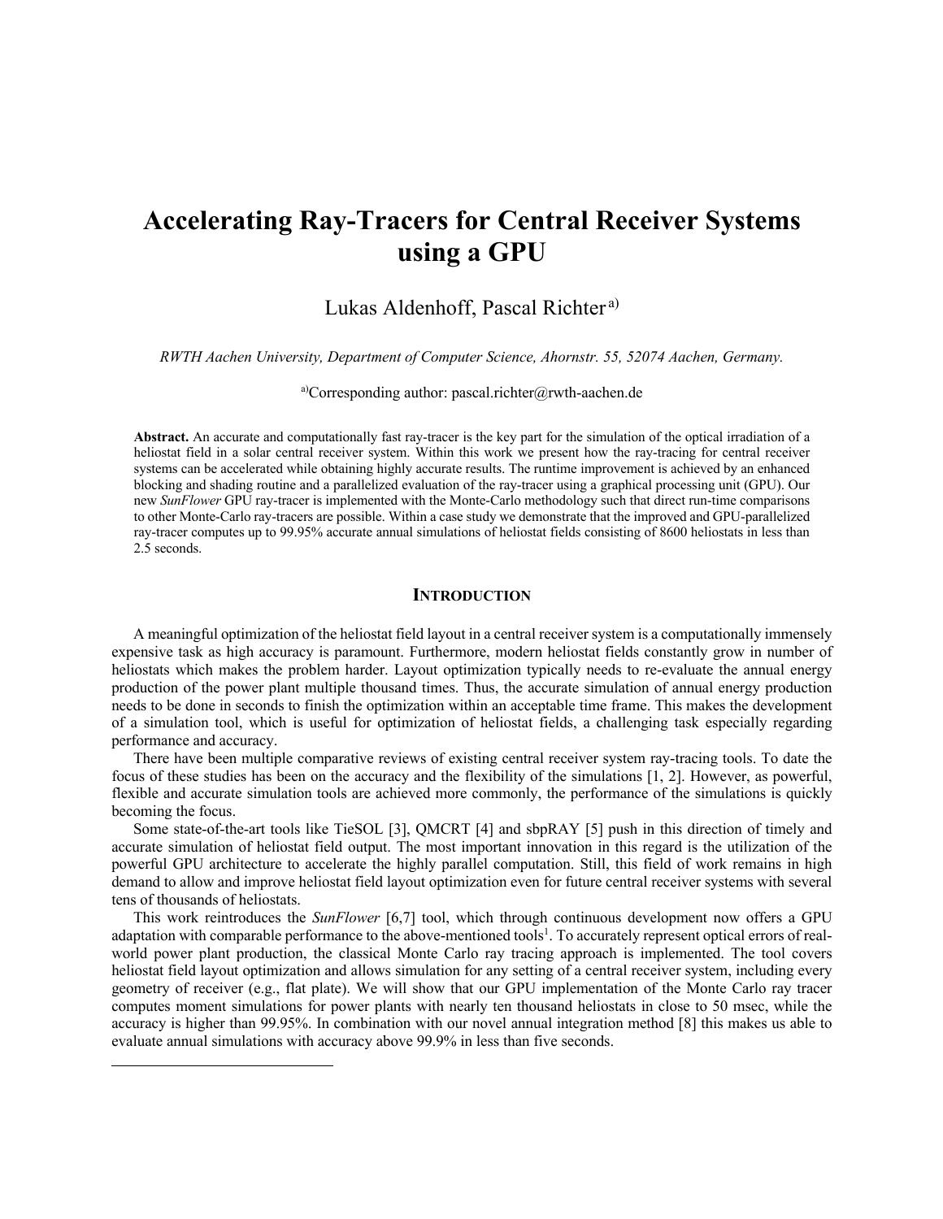# Accelerating Ray-Tracers for Central Receiver Systems using a GPU

Lukas Aldenhoff, Pascal Richter [a)]

*RWTH Aachen University, Department of Computer Science, Ahornstr. 55, 52074 Aachen, Germany.*

[a)]Corresponding author: pascal.richter@rwth-aachen.de

**Abstract.** An accurate and computationally fast ray-tracer is the key part for the simulation of the optical irradiation of a heliostat field in a solar central receiver system. Within this work we present how the ray-tracing for central receiver systems can be accelerated while obtaining highly accurate results. The runtime improvement is achieved by an enhanced blocking and shading routine and a parallelized evaluation of the ray-tracer using a graphical processing unit (GPU). Our new *SunFlower* GPU ray-tracer is implemented with the Monte-Carlo methodology such that direct run-time comparisons to other Monte-Carlo ray-tracers are possible. Within a case study we demonstrate that the improved and GPU-parallelized ray-tracer computes up to 99.95% accurate annual simulations of heliostat fields consisting of 8600 heliostats in less than 2.5 seconds.

## INTRODUCTION

A meaningful optimization of the heliostat field layout in a central receiver system is a computationally immensely expensive task as high accuracy is paramount. Furthermore, modern heliostat fields constantly grow in number of heliostats which makes the problem harder. Layout optimization typically needs to re-evaluate the annual energy production of the power plant multiple thousand times. Thus, the accurate simulation of annual energy production needs to be done in seconds to finish the optimization within an acceptable time frame. This makes the development of a simulation tool, which is useful for optimization of heliostat fields, a challenging task especially regarding performance and accuracy.

There have been multiple comparative reviews of existing central receiver system ray-tracing tools. To date the focus of these studies has been on the accuracy and the flexibility of the simulations [1, 2]. However, as powerful, flexible and accurate simulation tools are achieved more commonly, the performance of the simulations is quickly becoming the focus.

Some state-of-the-art tools like TieSOL [3], QMCRT [4] and sbpRAY [5] push in this direction of timely and accurate simulation of heliostat field output. The most important innovation in this regard is the utilization of the powerful GPU architecture to accelerate the highly parallel computation. Still, this field of work remains in high demand to allow and improve heliostat field layout optimization even for future central receiver systems with several tens of thousands of heliostats.

This work reintroduces the *SunFlower* [6,7] tool, which through continuous development now offers a GPU adaptation with comparable performance to the above-mentioned tools[1]. To accurately represent optical errors of real-world power plant production, the classical Monte Carlo ray tracing approach is implemented. The tool covers heliostat field layout optimization and allows simulation for any setting of a central receiver system, including every geometry of receiver (e.g., flat plate). We will show that our GPU implementation of the Monte Carlo ray tracer computes moment simulations for power plants with nearly ten thousand heliostats in close to 50 msec, while the accuracy is higher than 99.95%. In combination with our novel annual integration method [8] this makes us able to evaluate annual simulations with accuracy above 99.9% in less than five seconds.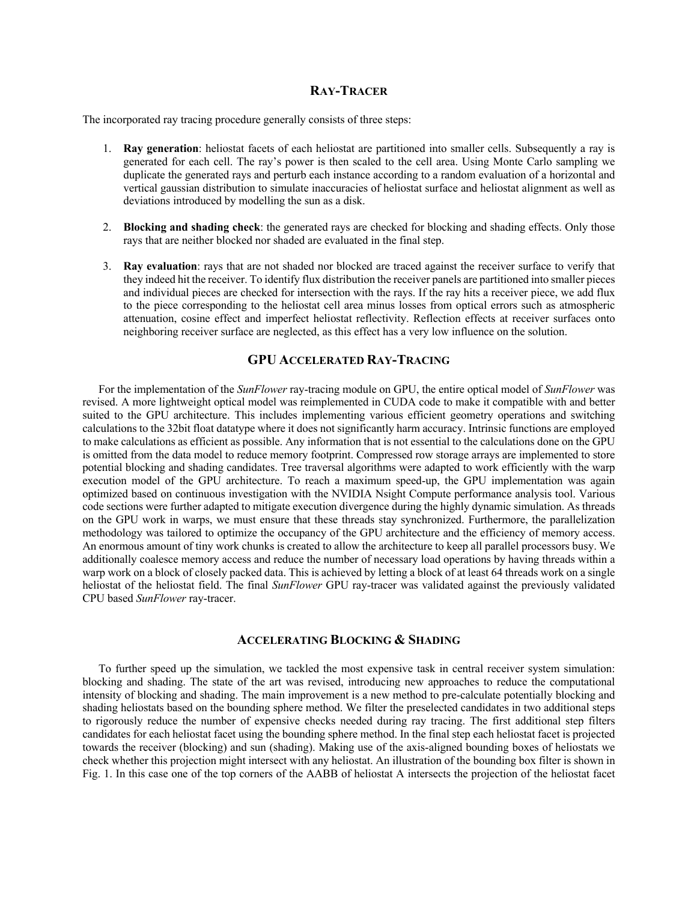## RAY-TRACER

The incorporated ray tracing procedure generally consists of three steps:

1. **Ray generation**: heliostat facets of each heliostat are partitioned into smaller cells. Subsequently a ray is generated for each cell. The ray's power is then scaled to the cell area. Using Monte Carlo sampling we duplicate the generated rays and perturb each instance according to a random evaluation of a horizontal and vertical gaussian distribution to simulate inaccuracies of heliostat surface and heliostat alignment as well as deviations introduced by modelling the sun as a disk.

2. **Blocking and shading check**: the generated rays are checked for blocking and shading effects. Only those rays that are neither blocked nor shaded are evaluated in the final step.

3. **Ray evaluation**: rays that are not shaded nor blocked are traced against the receiver surface to verify that they indeed hit the receiver. To identify flux distribution the receiver panels are partitioned into smaller pieces and individual pieces are checked for intersection with the rays. If the ray hits a receiver piece, we add flux to the piece corresponding to the heliostat cell area minus losses from optical errors such as atmospheric attenuation, cosine effect and imperfect heliostat reflectivity. Reflection effects at receiver surfaces onto neighboring receiver surface are neglected, as this effect has a very low influence on the solution.

## GPU ACCELERATED RAY-TRACING

For the implementation of the *SunFlower* ray-tracing module on GPU, the entire optical model of *SunFlower* was revised. A more lightweight optical model was reimplemented in CUDA code to make it compatible with and better suited to the GPU architecture. This includes implementing various efficient geometry operations and switching calculations to the 32bit float datatype where it does not significantly harm accuracy. Intrinsic functions are employed to make calculations as efficient as possible. Any information that is not essential to the calculations done on the GPU is omitted from the data model to reduce memory footprint. Compressed row storage arrays are implemented to store potential blocking and shading candidates. Tree traversal algorithms were adapted to work efficiently with the warp execution model of the GPU architecture. To reach a maximum speed-up, the GPU implementation was again optimized based on continuous investigation with the NVIDIA Nsight Compute performance analysis tool. Various code sections were further adapted to mitigate execution divergence during the highly dynamic simulation. As threads on the GPU work in warps, we must ensure that these threads stay synchronized. Furthermore, the parallelization methodology was tailored to optimize the occupancy of the GPU architecture and the efficiency of memory access. An enormous amount of tiny work chunks is created to allow the architecture to keep all parallel processors busy. We additionally coalesce memory access and reduce the number of necessary load operations by having threads within a warp work on a block of closely packed data. This is achieved by letting a block of at least 64 threads work on a single heliostat of the heliostat field. The final *SunFlower* GPU ray-tracer was validated against the previously validated CPU based *SunFlower* ray-tracer.

## ACCELERATING BLOCKING & SHADING

To further speed up the simulation, we tackled the most expensive task in central receiver system simulation: blocking and shading. The state of the art was revised, introducing new approaches to reduce the computational intensity of blocking and shading. The main improvement is a new method to pre-calculate potentially blocking and shading heliostats based on the bounding sphere method. We filter the preselected candidates in two additional steps to rigorously reduce the number of expensive checks needed during ray tracing. The first additional step filters candidates for each heliostat facet using the bounding sphere method. In the final step each heliostat facet is projected towards the receiver (blocking) and sun (shading). Making use of the axis-aligned bounding boxes of heliostats we check whether this projection might intersect with any heliostat. An illustration of the bounding box filter is shown in Fig. 1. In this case one of the top corners of the AABB of heliostat A intersects the projection of the heliostat facet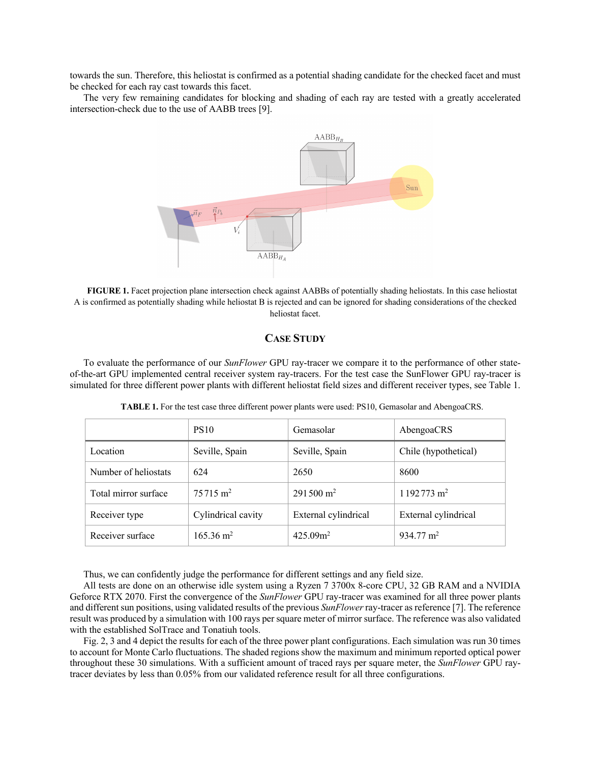towards the sun. Therefore, this heliostat is confirmed as a potential shading candidate for the checked facet and must be checked for each ray cast towards this facet.

The very few remaining candidates for blocking and shading of each ray are tested with a greatly accelerated intersection-check due to the use of AABB trees [9].

AABB$_{H_B}$

Sun

$\vec{n}_F$

$\vec{n}_{P_h}$

$V_i$

AABB$_{H_A}$

**FIGURE 1.** Facet projection plane intersection check against AABBs of potentially shading heliostats. In this case heliostat A is confirmed as potentially shading while heliostat B is rejected and can be ignored for shading considerations of the checked heliostat facet.

## CASE STUDY

To evaluate the performance of our *SunFlower* GPU ray-tracer we compare it to the performance of other state-of-the-art GPU implemented central receiver system ray-tracers. For the test case the SunFlower GPU ray-tracer is simulated for three different power plants with different heliostat field sizes and different receiver types, see Table 1.

**TABLE 1.** For the test case three different power plants were used: PS10, Gemasolar and AbengoaCRS.

| | PS10 | Gemasolar | AbengoaCRS |
|---|---|---|---|
| Location | Seville, Spain | Seville, Spain | Chile (hypothetical) |
| Number of heliostats | 624 | 2650 | 8600 |
| Total mirror surface | 75 715 m$^2$ | 291 500 m$^2$ | 1 192 773 m$^2$ |
| Receiver type | Cylindrical cavity | External cylindrical | External cylindrical |
| Receiver surface | 165.36 m$^2$ | 425.09m$^2$ | 934.77 m$^2$ |

Thus, we can confidently judge the performance for different settings and any field size.

All tests are done on an otherwise idle system using a Ryzen 7 3700x 8-core CPU, 32 GB RAM and a NVIDIA Geforce RTX 2070. First the convergence of the *SunFlower* GPU ray-tracer was examined for all three power plants and different sun positions, using validated results of the previous *SunFlower* ray-tracer as reference [7]. The reference result was produced by a simulation with 100 rays per square meter of mirror surface. The reference was also validated with the established SolTrace and Tonatiuh tools.

Fig. 2, 3 and 4 depict the results for each of the three power plant configurations. Each simulation was run 30 times to account for Monte Carlo fluctuations. The shaded regions show the maximum and minimum reported optical power throughout these 30 simulations. With a sufficient amount of traced rays per square meter, the *SunFlower* GPU ray-tracer deviates by less than 0.05% from our validated reference result for all three configurations.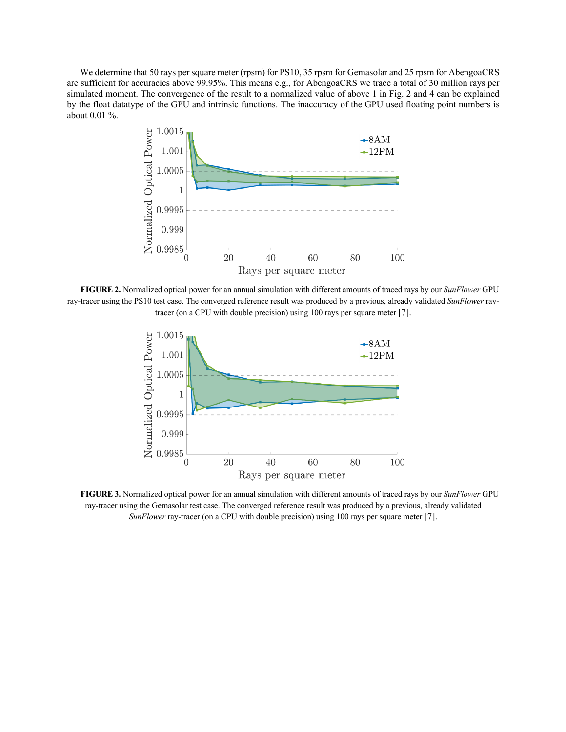We determine that 50 rays per square meter (rpsm) for PS10, 35 rpsm for Gemasolar and 25 rpsm for AbengoaCRS are sufficient for accuracies above 99.95%. This means e.g., for AbengoaCRS we trace a total of 30 million rays per simulated moment. The convergence of the result to a normalized value of above 1 in Fig. 2 and 4 can be explained by the float datatype of the GPU and intrinsic functions. The inaccuracy of the GPU used floating point numbers is about 0.01 %.

Normalized Optical Power
1.0015
1.001
1.0005
1
0.9995
0.999
0.9985
0
20
40
60
80
100
Rays per square meter
8AM
12PM

**FIGURE 2.** Normalized optical power for an annual simulation with different amounts of traced rays by our *SunFlower* GPU ray-tracer using the PS10 test case. The converged reference result was produced by a previous, already validated *SunFlower* ray-tracer (on a CPU with double precision) using 100 rays per square meter [7].

Normalized Optical Power
1.0015
1.001
1.0005
1
0.9995
0.999
0.9985
0
20
40
60
80
100
Rays per square meter
8AM
12PM

**FIGURE 3.** Normalized optical power for an annual simulation with different amounts of traced rays by our *SunFlower* GPU ray-tracer using the Gemasolar test case. The converged reference result was produced by a previous, already validated *SunFlower* ray-tracer (on a CPU with double precision) using 100 rays per square meter [7].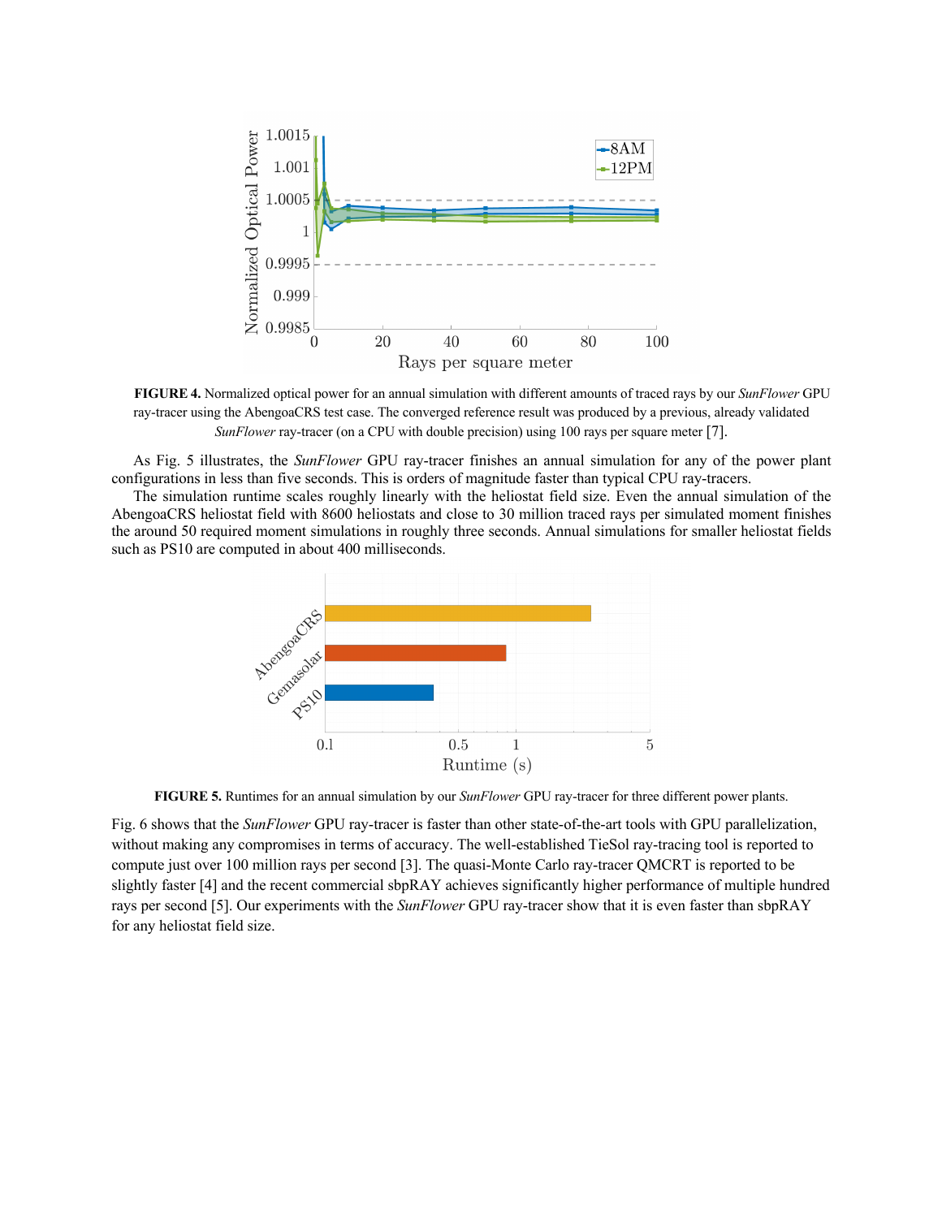Normalized Optical Power

1.0015

1.001

1.0005

1

0.9995

0.999

0.9985

0

20

40

60

80

100

Rays per square meter

8AM

12PM

**FIGURE 4.** Normalized optical power for an annual simulation with different amounts of traced rays by our *SunFlower* GPU ray-tracer using the AbengoaCRS test case. The converged reference result was produced by a previous, already validated *SunFlower* ray-tracer (on a CPU with double precision) using 100 rays per square meter [7].

As Fig. 5 illustrates, the *SunFlower* GPU ray-tracer finishes an annual simulation for any of the power plant configurations in less than five seconds. This is orders of magnitude faster than typical CPU ray-tracers.

The simulation runtime scales roughly linearly with the heliostat field size. Even the annual simulation of the AbengoaCRS heliostat field with 8600 heliostats and close to 30 million traced rays per simulated moment finishes the around 50 required moment simulations in roughly three seconds. Annual simulations for smaller heliostat fields such as PS10 are computed in about 400 milliseconds.

AbengoaCRS

Gemasolar

PS10

0.1

0.5

1

5

Runtime (s)

**FIGURE 5.** Runtimes for an annual simulation by our *SunFlower* GPU ray-tracer for three different power plants.

Fig. 6 shows that the *SunFlower* GPU ray-tracer is faster than other state-of-the-art tools with GPU parallelization, without making any compromises in terms of accuracy. The well-established TieSol ray-tracing tool is reported to compute just over 100 million rays per second [3]. The quasi-Monte Carlo ray-tracer QMCRT is reported to be slightly faster [4] and the recent commercial sbpRAY achieves significantly higher performance of multiple hundred rays per second [5]. Our experiments with the *SunFlower* GPU ray-tracer show that it is even faster than sbpRAY for any heliostat field size.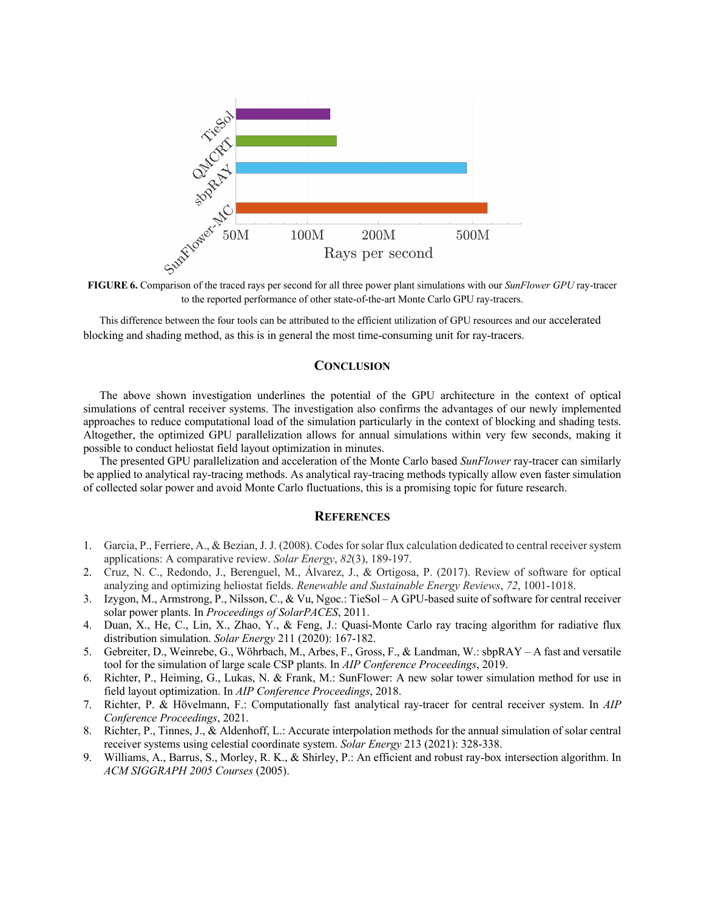TieSol
QMCRT
sbpRAY
SunFlower-MC
50M
100M
200M
500M
Rays per second

**FIGURE 6.** Comparison of the traced rays per second for all three power plant simulations with our *SunFlower GPU* ray-tracer to the reported performance of other state-of-the-art Monte Carlo GPU ray-tracers.

This difference between the four tools can be attributed to the efficient utilization of GPU resources and our accelerated blocking and shading method, as this is in general the most time-consuming unit for ray-tracers.

## Conclusion

The above shown investigation underlines the potential of the GPU architecture in the context of optical simulations of central receiver systems. The investigation also confirms the advantages of our newly implemented approaches to reduce computational load of the simulation particularly in the context of blocking and shading tests. Altogether, the optimized GPU parallelization allows for annual simulations within very few seconds, making it possible to conduct heliostat field layout optimization in minutes.

The presented GPU parallelization and acceleration of the Monte Carlo based *SunFlower* ray-tracer can similarly be applied to analytical ray-tracing methods. As analytical ray-tracing methods typically allow even faster simulation of collected solar power and avoid Monte Carlo fluctuations, this is a promising topic for future research.

## References

1. Garcia, P., Ferriere, A., & Bezian, J. J. (2008). Codes for solar flux calculation dedicated to central receiver system applications: A comparative review. *Solar Energy*, *82*(3), 189-197.
2. Cruz, N. C., Redondo, J., Berenguel, M., Álvarez, J., & Ortigosa, P. (2017). Review of software for optical analyzing and optimizing heliostat fields. *Renewable and Sustainable Energy Reviews*, *72*, 1001-1018.
3. Izygon, M., Armstrong, P., Nilsson, C., & Vu, Ngoc.: TieSol – A GPU-based suite of software for central receiver solar power plants. In *Proceedings of SolarPACES*, 2011.
4. Duan, X., He, C., Lin, X., Zhao, Y., & Feng, J.: Quasi-Monte Carlo ray tracing algorithm for radiative flux distribution simulation. *Solar Energy* 211 (2020): 167-182.
5. Gebreiter, D., Weinrebe, G., Wöhrbach, M., Arbes, F., Gross, F., & Landman, W.: sbpRAY – A fast and versatile tool for the simulation of large scale CSP plants. In *AIP Conference Proceedings*, 2019.
6. Richter, P., Heiming, G., Lukas, N. & Frank, M.: SunFlower: A new solar tower simulation method for use in field layout optimization. In *AIP Conference Proceedings*, 2018.
7. Richter, P. & Hövelmann, F.: Computationally fast analytical ray-tracer for central receiver system. In *AIP Conference Proceedings*, 2021.
8. Richter, P., Tinnes, J., & Aldenhoff, L.: Accurate interpolation methods for the annual simulation of solar central receiver systems using celestial coordinate system. *Solar Energy* 213 (2021): 328-338.
9. Williams, A., Barrus, S., Morley, R. K., & Shirley, P.: An efficient and robust ray-box intersection algorithm. In *ACM SIGGRAPH 2005 Courses* (2005).